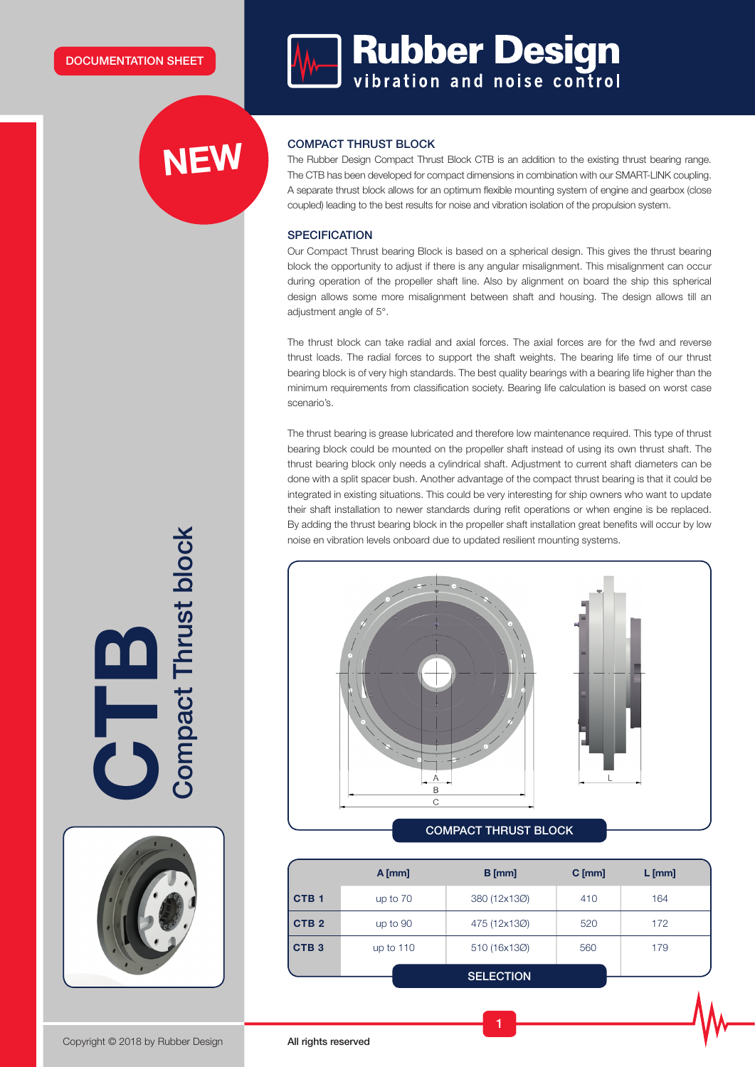DOCUMENTATION SHEET

# Rubber Design
vibration and noise control

NEW

# CTB
## Compact Thrust block

### COMPACT THRUST BLOCK

The Rubber Design Compact Thrust Block CTB is an addition to the existing thrust bearing range. The CTB has been developed for compact dimensions in combination with our SMART-LINK coupling. A separate thrust block allows for an optimum flexible mounting system of engine and gearbox (close coupled) leading to the best results for noise and vibration isolation of the propulsion system.

### SPECIFICATION

Our Compact Thrust bearing Block is based on a spherical design. This gives the thrust bearing block the opportunity to adjust if there is any angular misalignment. This misalignment can occur during operation of the propeller shaft line. Also by alignment on board the ship this spherical design allows some more misalignment between shaft and housing. The design allows till an adjustment angle of 5°.

The thrust block can take radial and axial forces. The axial forces are for the fwd and reverse thrust loads. The radial forces to support the shaft weights. The bearing life time of our thrust bearing block is of very high standards. The best quality bearings with a bearing life higher than the minimum requirements from classification society. Bearing life calculation is based on worst case scenario's.

The thrust bearing is grease lubricated and therefore low maintenance required. This type of thrust bearing block could be mounted on the propeller shaft instead of using its own thrust shaft. The thrust bearing block only needs a cylindrical shaft. Adjustment to current shaft diameters can be done with a split spacer bush. Another advantage of the compact thrust bearing is that it could be integrated in existing situations. This could be very interesting for ship owners who want to update their shaft installation to newer standards during refit operations or when engine is be replaced. By adding the thrust bearing block in the propeller shaft installation great benefits will occur by low noise en vibration levels onboard due to updated resilient mounting systems.

A B C L

COMPACT THRUST BLOCK

| | A [mm] | B [mm] | C [mm] | L [mm] |
|---|---|---|---|---|
| CTB 1 | up to 70 | 380 (12x13Ø) | 410 | 164 |
| CTB 2 | up to 90 | 475 (12x13Ø) | 520 | 172 |
| CTB 3 | up to 110 | 510 (16x13Ø) | 560 | 179 |

SELECTION

Copyright © 2018 by Rubber Design

All rights reserved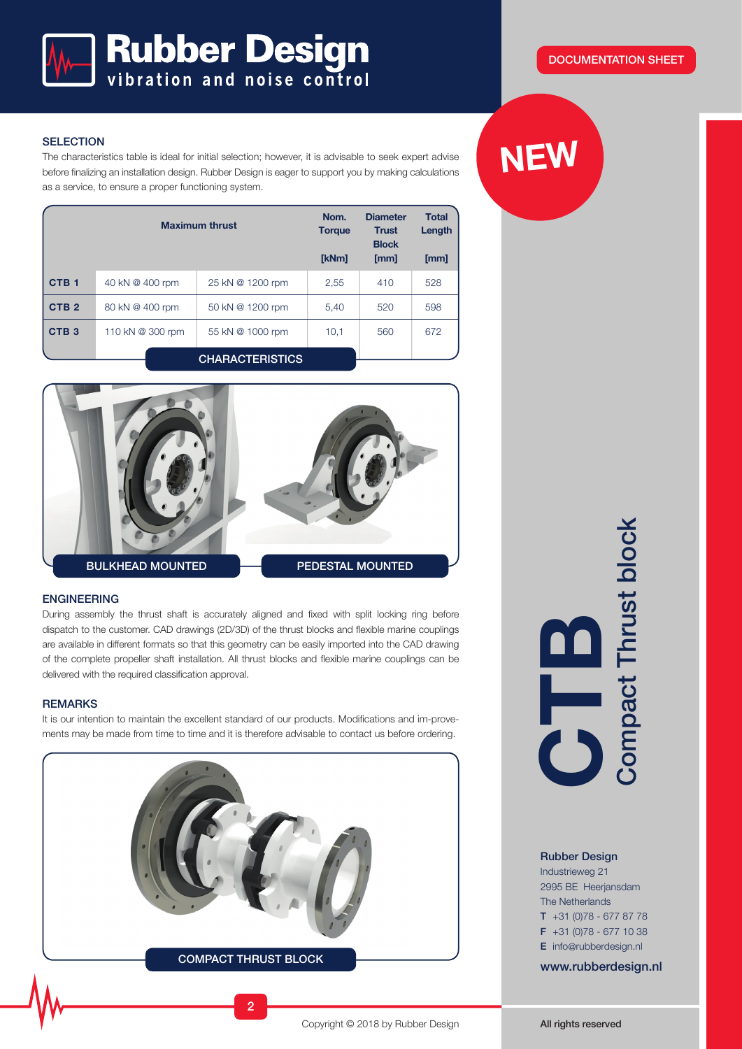# Rubber Design

vibration and noise control

DOCUMENTATION SHEET

NEW

## SELECTION

The characteristics table is ideal for initial selection; however, it is advisable to seek expert advise before finalizing an installation design. Rubber Design is eager to support you by making calculations as a service, to ensure a proper functioning system.

| | Maximum thrust | | Nom. Torque [kNm] | Diameter Trust Block [mm] | Total Length [mm] |
|---|---|---|---|---|---|
| **CTB 1** | 40 kN @ 400 rpm | 25 kN @ 1200 rpm | 2,55 | 410 | 528 |
| **CTB 2** | 80 kN @ 400 rpm | 50 kN @ 1200 rpm | 5,40 | 520 | 598 |
| **CTB 3** | 110 kN @ 300 rpm | 55 kN @ 1000 rpm | 10,1 | 560 | 672 |

CHARACTERISTICS

BULKHEAD MOUNTED

PEDESTAL MOUNTED

## ENGINEERING

During assembly the thrust shaft is accurately aligned and fixed with split locking ring before dispatch to the customer. CAD drawings (2D/3D) of the thrust blocks and flexible marine couplings are available in different formats so that this geometry can be easily imported into the CAD drawing of the complete propeller shaft installation. All thrust blocks and flexible marine couplings can be delivered with the required classification approval.

## REMARKS

It is our intention to maintain the excellent standard of our products. Modifications and im-provements may be made from time to time and it is therefore advisable to contact us before ordering.

COMPACT THRUST BLOCK

# CTB Compact Thrust block

**Rubber Design**
Industrieweg 21
2995 BE Heerjansdam
The Netherlands
**T** +31 (0)78 - 677 87 78
**F** +31 (0)78 - 677 10 38
**E** info@rubberdesign.nl

**www.rubberdesign.nl**

Copyright © 2018 by Rubber Design

**All rights reserved**